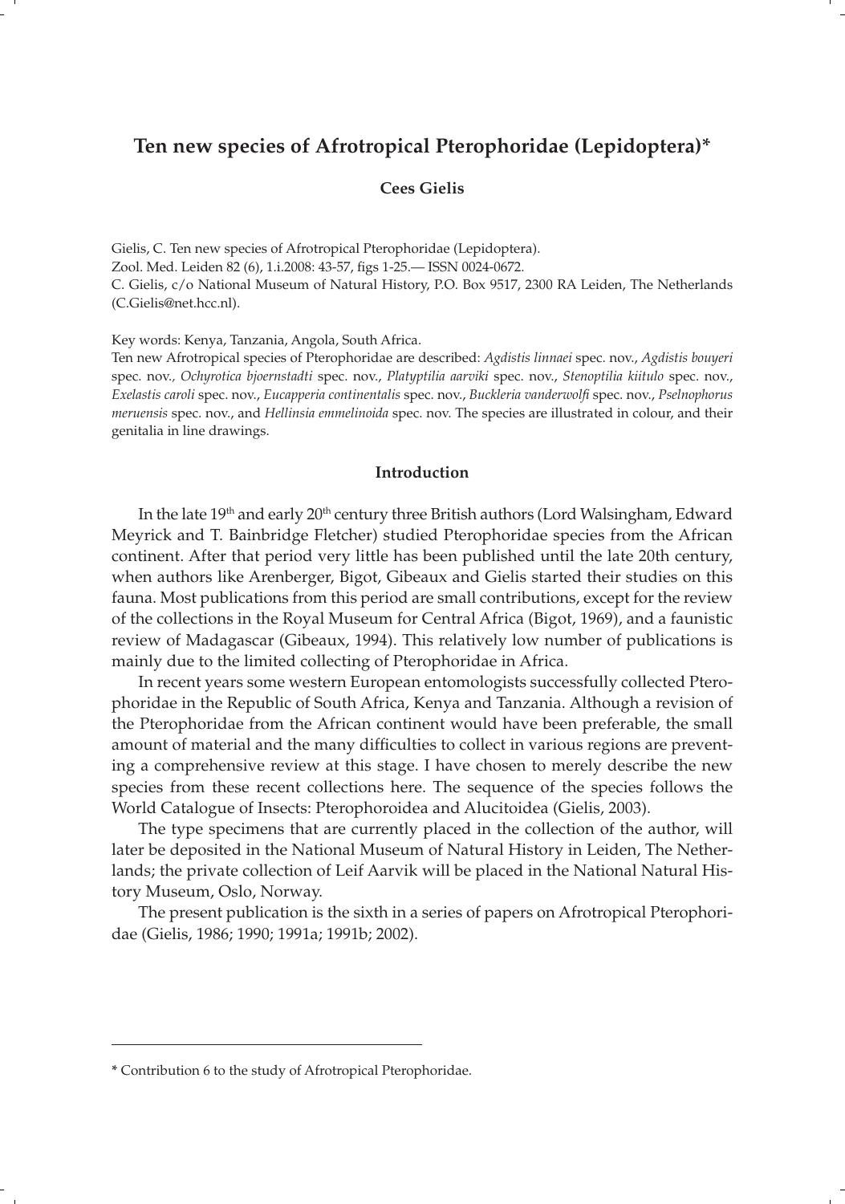# Ten new species of Afrotropical Pterophoridae (Lepidoptera)*

**Cees Gielis**

Gielis, C. Ten new species of Afrotropical Pterophoridae (Lepidoptera).
Zool. Med. Leiden 82 (6), 1.i.2008: 43-57, figs 1-25.— ISSN 0024-0672.
C. Gielis, c/o National Museum of Natural History, P.O. Box 9517, 2300 RA Leiden, The Netherlands (C.Gielis@net.hcc.nl).

Key words: Kenya, Tanzania, Angola, South Africa.

Ten new Afrotropical species of Pterophoridae are described: *Agdistis linnaei* spec. nov., *Agdistis bouyeri* spec. nov., *Ochyrotica bjoernstadti* spec. nov., *Platyptilia aarviki* spec. nov., *Stenoptilia kiitulo* spec. nov., *Exelastis caroli* spec. nov., *Eucapperia continentalis* spec. nov., *Buckleria vanderwolfi* spec. nov., *Pselnophorus meruensis* spec. nov., and *Hellinsia emmelinoida* spec. nov. The species are illustrated in colour, and their genitalia in line drawings.

## Introduction

In the late 19th and early 20th century three British authors (Lord Walsingham, Edward Meyrick and T. Bainbridge Fletcher) studied Pterophoridae species from the African continent. After that period very little has been published until the late 20th century, when authors like Arenberger, Bigot, Gibeaux and Gielis started their studies on this fauna. Most publications from this period are small contributions, except for the review of the collections in the Royal Museum for Central Africa (Bigot, 1969), and a faunistic review of Madagascar (Gibeaux, 1994). This relatively low number of publications is mainly due to the limited collecting of Pterophoridae in Africa.

In recent years some western European entomologists successfully collected Pterophoridae in the Republic of South Africa, Kenya and Tanzania. Although a revision of the Pterophoridae from the African continent would have been preferable, the small amount of material and the many difficulties to collect in various regions are preventing a comprehensive review at this stage. I have chosen to merely describe the new species from these recent collections here. The sequence of the species follows the World Catalogue of Insects: Pterophoroidea and Alucitoidea (Gielis, 2003).

The type specimens that are currently placed in the collection of the author, will later be deposited in the National Museum of Natural History in Leiden, The Netherlands; the private collection of Leif Aarvik will be placed in the National Natural History Museum, Oslo, Norway.

The present publication is the sixth in a series of papers on Afrotropical Pterophoridae (Gielis, 1986; 1990; 1991a; 1991b; 2002).

---

* Contribution 6 to the study of Afrotropical Pterophoridae.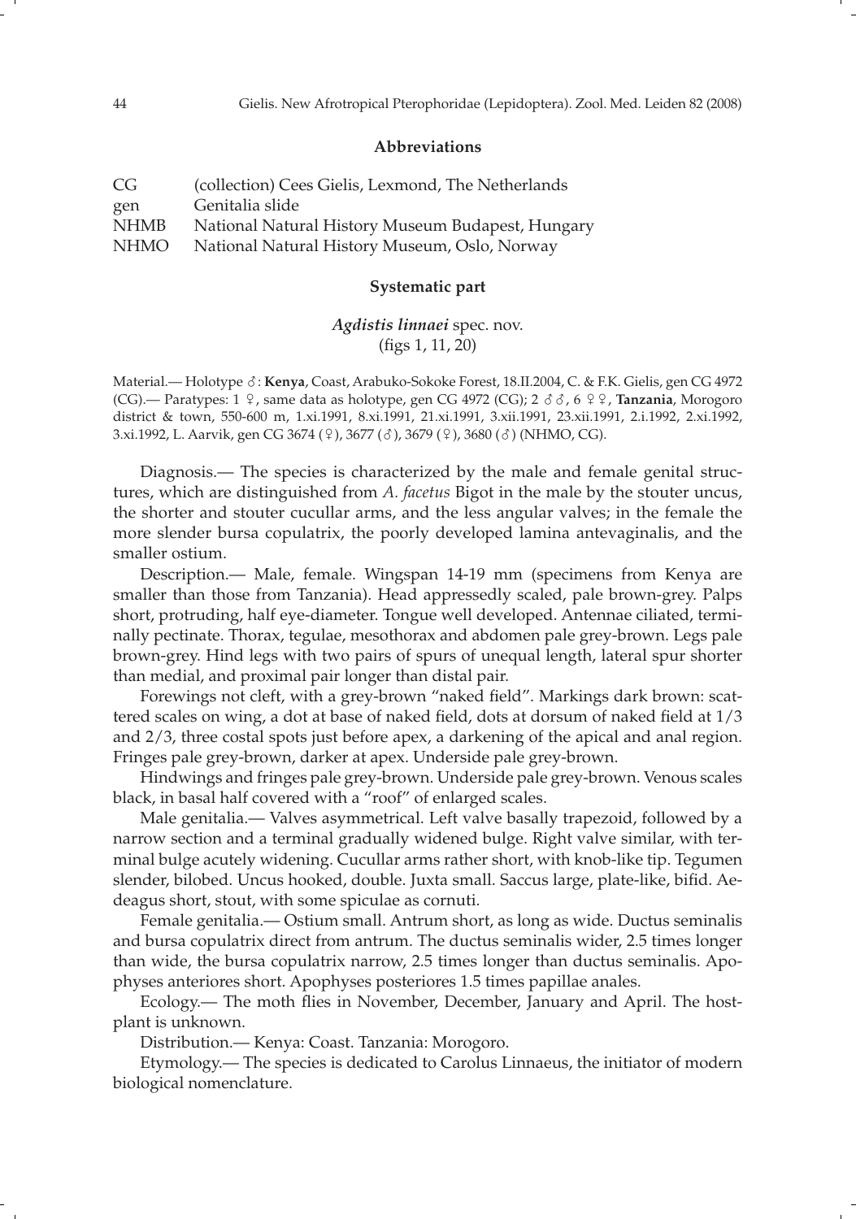## Abbreviations

| | |
|---|---|
| CG | (collection) Cees Gielis, Lexmond, The Netherlands |
| gen | Genitalia slide |
| NHMB | National Natural History Museum Budapest, Hungary |
| NHMO | National Natural History Museum, Oslo, Norway |

## Systematic part

### *Agdistis linnaei* spec. nov.
(figs 1, 11, 20)

Material.— Holotype ♂: **Kenya**, Coast, Arabuko-Sokoke Forest, 18.II.2004, C. & F.K. Gielis, gen CG 4972 (CG).— Paratypes: 1 ♀, same data as holotype, gen CG 4972 (CG); 2 ♂♂, 6 ♀♀, **Tanzania**, Morogoro district & town, 550-600 m, 1.xi.1991, 8.xi.1991, 21.xi.1991, 3.xii.1991, 23.xii.1991, 2.i.1992, 2.xi.1992, 3.xi.1992, L. Aarvik, gen CG 3674 (♀), 3677 (♂), 3679 (♀), 3680 (♂) (NHMO, CG).

Diagnosis.— The species is characterized by the male and female genital structures, which are distinguished from *A. facetus* Bigot in the male by the stouter uncus, the shorter and stouter cucullar arms, and the less angular valves; in the female the more slender bursa copulatrix, the poorly developed lamina antevaginalis, and the smaller ostium.

Description.— Male, female. Wingspan 14-19 mm (specimens from Kenya are smaller than those from Tanzania). Head appressedly scaled, pale brown-grey. Palps short, protruding, half eye-diameter. Tongue well developed. Antennae ciliated, terminally pectinate. Thorax, tegulae, mesothorax and abdomen pale grey-brown. Legs pale brown-grey. Hind legs with two pairs of spurs of unequal length, lateral spur shorter than medial, and proximal pair longer than distal pair.

Forewings not cleft, with a grey-brown "naked field". Markings dark brown: scattered scales on wing, a dot at base of naked field, dots at dorsum of naked field at 1/3 and 2/3, three costal spots just before apex, a darkening of the apical and anal region. Fringes pale grey-brown, darker at apex. Underside pale grey-brown.

Hindwings and fringes pale grey-brown. Underside pale grey-brown. Venous scales black, in basal half covered with a "roof" of enlarged scales.

Male genitalia.— Valves asymmetrical. Left valve basally trapezoid, followed by a narrow section and a terminal gradually widened bulge. Right valve similar, with terminal bulge acutely widening. Cucullar arms rather short, with knob-like tip. Tegumen slender, bilobed. Uncus hooked, double. Juxta small. Saccus large, plate-like, bifid. Aedeagus short, stout, with some spiculae as cornuti.

Female genitalia.— Ostium small. Antrum short, as long as wide. Ductus seminalis and bursa copulatrix direct from antrum. The ductus seminalis wider, 2.5 times longer than wide, the bursa copulatrix narrow, 2.5 times longer than ductus seminalis. Apophyses anteriores short. Apophyses posteriores 1.5 times papillae anales.

Ecology.— The moth flies in November, December, January and April. The host-plant is unknown.

Distribution.— Kenya: Coast. Tanzania: Morogoro.

Etymology.— The species is dedicated to Carolus Linnaeus, the initiator of modern biological nomenclature.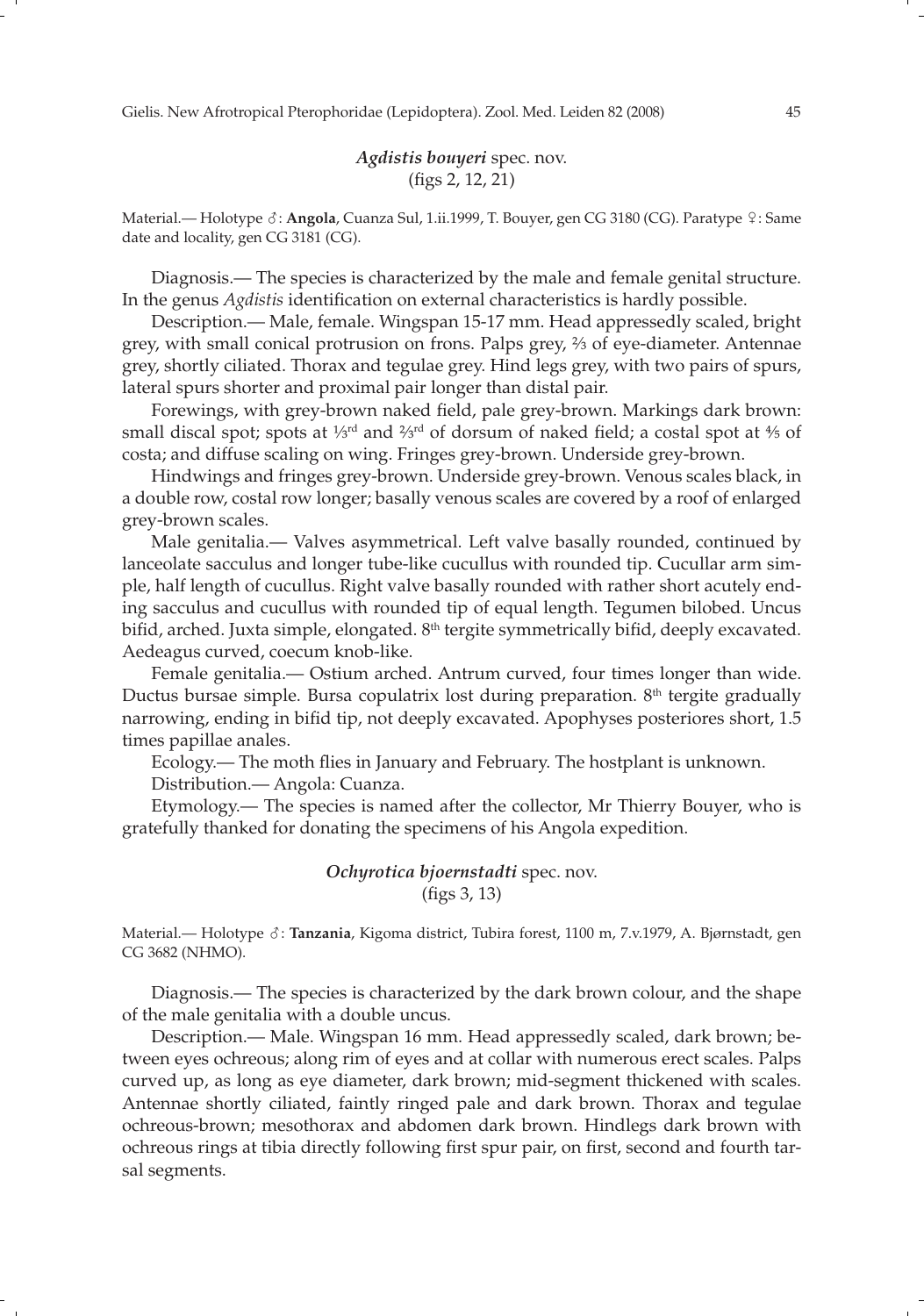### *Agdistis bouyeri* spec. nov.
(figs 2, 12, 21)

Material.— Holotype ♂: **Angola**, Cuanza Sul, 1.ii.1999, T. Bouyer, gen CG 3180 (CG). Paratype ♀: Same date and locality, gen CG 3181 (CG).

Diagnosis.— The species is characterized by the male and female genital structure. In the genus *Agdistis* identification on external characteristics is hardly possible.

Description.— Male, female. Wingspan 15-17 mm. Head appressedly scaled, bright grey, with small conical protrusion on frons. Palps grey, ⅔ of eye-diameter. Antennae grey, shortly ciliated. Thorax and tegulae grey. Hind legs grey, with two pairs of spurs, lateral spurs shorter and proximal pair longer than distal pair.

Forewings, with grey-brown naked field, pale grey-brown. Markings dark brown: small discal spot; spots at ⅓rd and ⅔rd of dorsum of naked field; a costal spot at ⅘ of costa; and diffuse scaling on wing. Fringes grey-brown. Underside grey-brown.

Hindwings and fringes grey-brown. Underside grey-brown. Venous scales black, in a double row, costal row longer; basally venous scales are covered by a roof of enlarged grey-brown scales.

Male genitalia.— Valves asymmetrical. Left valve basally rounded, continued by lanceolate sacculus and longer tube-like cucullus with rounded tip. Cucullar arm simple, half length of cucullus. Right valve basally rounded with rather short acutely ending sacculus and cucullus with rounded tip of equal length. Tegumen bilobed. Uncus bifid, arched. Juxta simple, elongated. 8th tergite symmetrically bifid, deeply excavated. Aedeagus curved, coecum knob-like.

Female genitalia.— Ostium arched. Antrum curved, four times longer than wide. Ductus bursae simple. Bursa copulatrix lost during preparation. 8th tergite gradually narrowing, ending in bifid tip, not deeply excavated. Apophyses posteriores short, 1.5 times papillae anales.

Ecology.— The moth flies in January and February. The hostplant is unknown.

Distribution.— Angola: Cuanza.

Etymology.— The species is named after the collector, Mr Thierry Bouyer, who is gratefully thanked for donating the specimens of his Angola expedition.

### *Ochyrotica bjoernstadti* spec. nov.
(figs 3, 13)

Material.— Holotype ♂: **Tanzania**, Kigoma district, Tubira forest, 1100 m, 7.v.1979, A. Bjørnstadt, gen CG 3682 (NHMO).

Diagnosis.— The species is characterized by the dark brown colour, and the shape of the male genitalia with a double uncus.

Description.— Male. Wingspan 16 mm. Head appressedly scaled, dark brown; between eyes ochreous; along rim of eyes and at collar with numerous erect scales. Palps curved up, as long as eye diameter, dark brown; mid-segment thickened with scales. Antennae shortly ciliated, faintly ringed pale and dark brown. Thorax and tegulae ochreous-brown; mesothorax and abdomen dark brown. Hindlegs dark brown with ochreous rings at tibia directly following first spur pair, on first, second and fourth tarsal segments.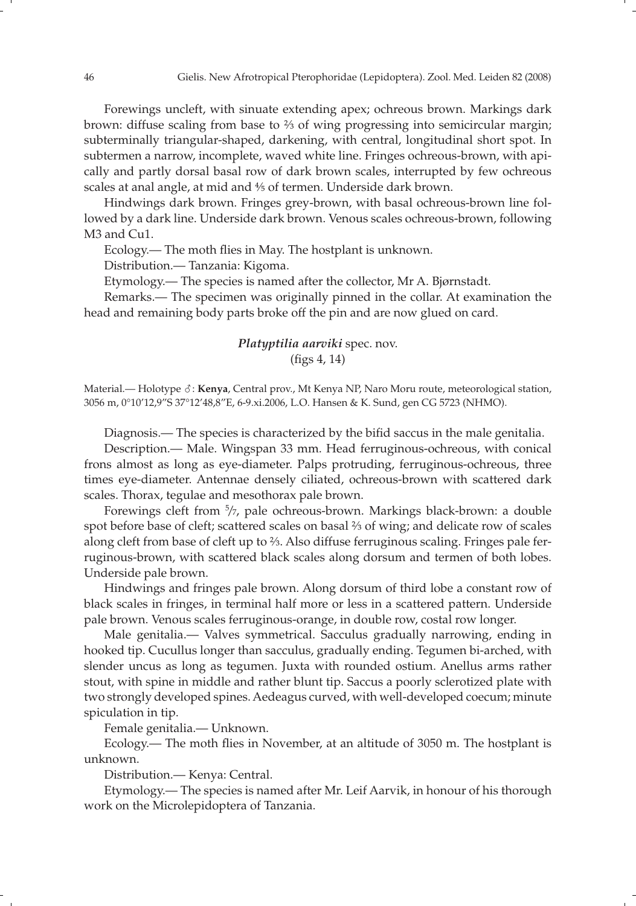Forewings uncleft, with sinuate extending apex; ochreous brown. Markings dark brown: diffuse scaling from base to ⅔ of wing progressing into semicircular margin; subterminally triangular-shaped, darkening, with central, longitudinal short spot. In subtermen a narrow, incomplete, waved white line. Fringes ochreous-brown, with apically and partly dorsal basal row of dark brown scales, interrupted by few ochreous scales at anal angle, at mid and ⅘ of termen. Underside dark brown.

Hindwings dark brown. Fringes grey-brown, with basal ochreous-brown line followed by a dark line. Underside dark brown. Venous scales ochreous-brown, following M3 and Cu1.

Ecology.— The moth flies in May. The hostplant is unknown.

Distribution.— Tanzania: Kigoma.

Etymology.— The species is named after the collector, Mr A. Bjørnstadt.

Remarks.— The specimen was originally pinned in the collar. At examination the head and remaining body parts broke off the pin and are now glued on card.

### ***Platyptilia aarviki*** spec. nov.
(figs 4, 14)

Material.— Holotype ♂: **Kenya**, Central prov., Mt Kenya NP, Naro Moru route, meteorological station, 3056 m, 0°10'12,9"S 37°12'48,8"E, 6-9.xi.2006, L.O. Hansen & K. Sund, gen CG 5723 (NHMO).

Diagnosis.— The species is characterized by the bifid saccus in the male genitalia.

Description.— Male. Wingspan 33 mm. Head ferruginous-ochreous, with conical frons almost as long as eye-diameter. Palps protruding, ferruginous-ochreous, three times eye-diameter. Antennae densely ciliated, ochreous-brown with scattered dark scales. Thorax, tegulae and mesothorax pale brown.

Forewings cleft from 5/7, pale ochreous-brown. Markings black-brown: a double spot before base of cleft; scattered scales on basal ⅔ of wing; and delicate row of scales along cleft from base of cleft up to ⅔. Also diffuse ferruginous scaling. Fringes pale ferruginous-brown, with scattered black scales along dorsum and termen of both lobes. Underside pale brown.

Hindwings and fringes pale brown. Along dorsum of third lobe a constant row of black scales in fringes, in terminal half more or less in a scattered pattern. Underside pale brown. Venous scales ferruginous-orange, in double row, costal row longer.

Male genitalia.— Valves symmetrical. Sacculus gradually narrowing, ending in hooked tip. Cucullus longer than sacculus, gradually ending. Tegumen bi-arched, with slender uncus as long as tegumen. Juxta with rounded ostium. Anellus arms rather stout, with spine in middle and rather blunt tip. Saccus a poorly sclerotized plate with two strongly developed spines. Aedeagus curved, with well-developed coecum; minute spiculation in tip.

Female genitalia.— Unknown.

Ecology.— The moth flies in November, at an altitude of 3050 m. The hostplant is unknown.

Distribution.— Kenya: Central.

Etymology.— The species is named after Mr. Leif Aarvik, in honour of his thorough work on the Microlepidoptera of Tanzania.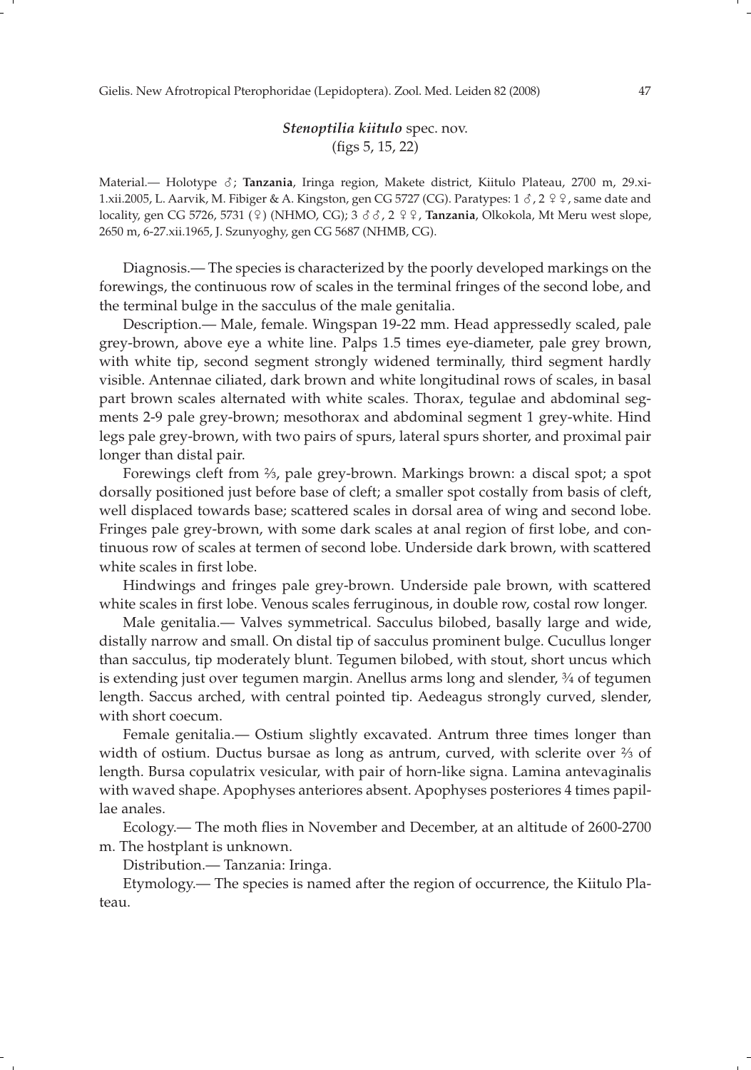### *Stenoptilia kiitulo* spec. nov.
(figs 5, 15, 22)

Material.— Holotype ♂; **Tanzania**, Iringa region, Makete district, Kiitulo Plateau, 2700 m, 29.xi-1.xii.2005, L. Aarvik, M. Fibiger & A. Kingston, gen CG 5727 (CG). Paratypes: 1 ♂, 2 ♀♀, same date and locality, gen CG 5726, 5731 (♀) (NHMO, CG); 3 ♂♂, 2 ♀♀, **Tanzania**, Olkokola, Mt Meru west slope, 2650 m, 6-27.xii.1965, J. Szunyoghy, gen CG 5687 (NHMB, CG).

Diagnosis.— The species is characterized by the poorly developed markings on the forewings, the continuous row of scales in the terminal fringes of the second lobe, and the terminal bulge in the sacculus of the male genitalia.

Description.— Male, female. Wingspan 19-22 mm. Head appressedly scaled, pale grey-brown, above eye a white line. Palps 1.5 times eye-diameter, pale grey brown, with white tip, second segment strongly widened terminally, third segment hardly visible. Antennae ciliated, dark brown and white longitudinal rows of scales, in basal part brown scales alternated with white scales. Thorax, tegulae and abdominal segments 2-9 pale grey-brown; mesothorax and abdominal segment 1 grey-white. Hind legs pale grey-brown, with two pairs of spurs, lateral spurs shorter, and proximal pair longer than distal pair.

Forewings cleft from ⅔, pale grey-brown. Markings brown: a discal spot; a spot dorsally positioned just before base of cleft; a smaller spot costally from basis of cleft, well displaced towards base; scattered scales in dorsal area of wing and second lobe. Fringes pale grey-brown, with some dark scales at anal region of first lobe, and continuous row of scales at termen of second lobe. Underside dark brown, with scattered white scales in first lobe.

Hindwings and fringes pale grey-brown. Underside pale brown, with scattered white scales in first lobe. Venous scales ferruginous, in double row, costal row longer.

Male genitalia.— Valves symmetrical. Sacculus bilobed, basally large and wide, distally narrow and small. On distal tip of sacculus prominent bulge. Cucullus longer than sacculus, tip moderately blunt. Tegumen bilobed, with stout, short uncus which is extending just over tegumen margin. Anellus arms long and slender, ¾ of tegumen length. Saccus arched, with central pointed tip. Aedeagus strongly curved, slender, with short coecum.

Female genitalia.— Ostium slightly excavated. Antrum three times longer than width of ostium. Ductus bursae as long as antrum, curved, with sclerite over ⅔ of length. Bursa copulatrix vesicular, with pair of horn-like signa. Lamina antevaginalis with waved shape. Apophyses anteriores absent. Apophyses posteriores 4 times papillae anales.

Ecology.— The moth flies in November and December, at an altitude of 2600-2700 m. The hostplant is unknown.

Distribution.— Tanzania: Iringa.

Etymology.— The species is named after the region of occurrence, the Kiitulo Plateau.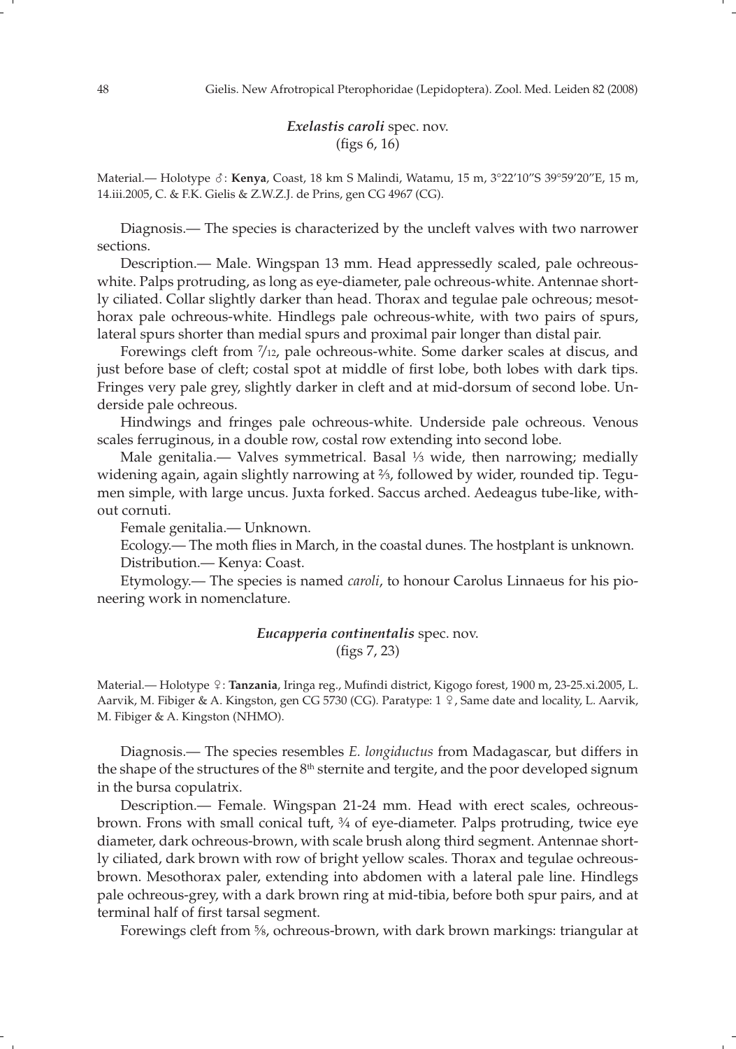### *Exelastis caroli* spec. nov.
(figs 6, 16)

Material.— Holotype ♂: **Kenya**, Coast, 18 km S Malindi, Watamu, 15 m, 3°22'10"S 39°59'20"E, 15 m, 14.iii.2005, C. & F.K. Gielis & Z.W.Z.J. de Prins, gen CG 4967 (CG).

Diagnosis.— The species is characterized by the uncleft valves with two narrower sections.

Description.— Male. Wingspan 13 mm. Head appressedly scaled, pale ochreous-white. Palps protruding, as long as eye-diameter, pale ochreous-white. Antennae shortly ciliated. Collar slightly darker than head. Thorax and tegulae pale ochreous; mesothorax pale ochreous-white. Hindlegs pale ochreous-white, with two pairs of spurs, lateral spurs shorter than medial spurs and proximal pair longer than distal pair.

Forewings cleft from 7/12, pale ochreous-white. Some darker scales at discus, and just before base of cleft; costal spot at middle of first lobe, both lobes with dark tips. Fringes very pale grey, slightly darker in cleft and at mid-dorsum of second lobe. Underside pale ochreous.

Hindwings and fringes pale ochreous-white. Underside pale ochreous. Venous scales ferruginous, in a double row, costal row extending into second lobe.

Male genitalia.— Valves symmetrical. Basal ⅓ wide, then narrowing; medially widening again, again slightly narrowing at ⅔, followed by wider, rounded tip. Tegumen simple, with large uncus. Juxta forked. Saccus arched. Aedeagus tube-like, without cornuti.

Female genitalia.— Unknown.

Ecology.— The moth flies in March, in the coastal dunes. The hostplant is unknown.

Distribution.— Kenya: Coast.

Etymology.— The species is named *caroli*, to honour Carolus Linnaeus for his pioneering work in nomenclature.

### *Eucapperia continentalis* spec. nov.
(figs 7, 23)

Material.— Holotype ♀: **Tanzania**, Iringa reg., Mufindi district, Kigogo forest, 1900 m, 23-25.xi.2005, L. Aarvik, M. Fibiger & A. Kingston, gen CG 5730 (CG). Paratype: 1 ♀, Same date and locality, L. Aarvik, M. Fibiger & A. Kingston (NHMO).

Diagnosis.— The species resembles *E. longiductus* from Madagascar, but differs in the shape of the structures of the 8th sternite and tergite, and the poor developed signum in the bursa copulatrix.

Description.— Female. Wingspan 21-24 mm. Head with erect scales, ochreous-brown. Frons with small conical tuft, ¾ of eye-diameter. Palps protruding, twice eye diameter, dark ochreous-brown, with scale brush along third segment. Antennae shortly ciliated, dark brown with row of bright yellow scales. Thorax and tegulae ochreous-brown. Mesothorax paler, extending into abdomen with a lateral pale line. Hindlegs pale ochreous-grey, with a dark brown ring at mid-tibia, before both spur pairs, and at terminal half of first tarsal segment.

Forewings cleft from ⅝, ochreous-brown, with dark brown markings: triangular at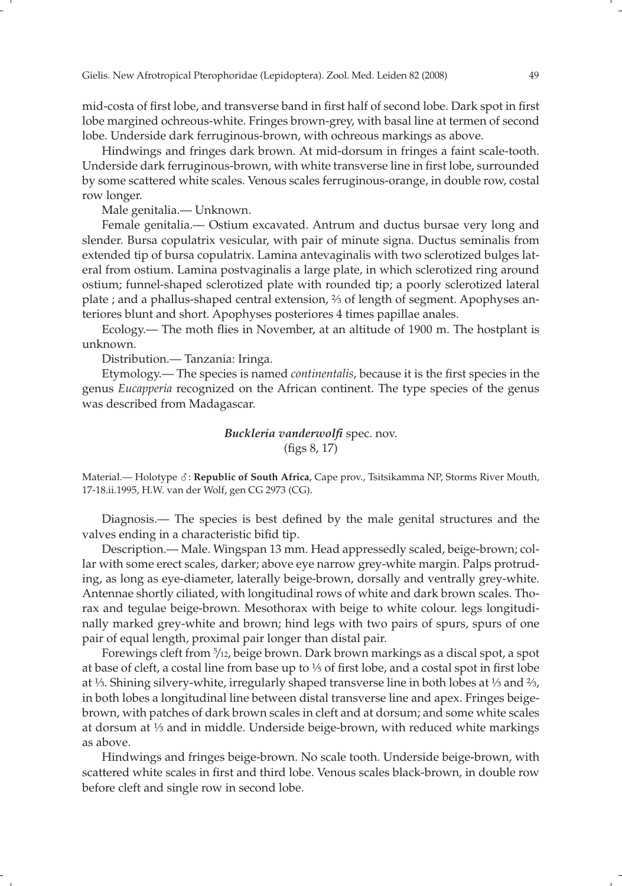mid-costa of first lobe, and transverse band in first half of second lobe. Dark spot in first lobe margined ochreous-white. Fringes brown-grey, with basal line at termen of second lobe. Underside dark ferruginous-brown, with ochreous markings as above.

Hindwings and fringes dark brown. At mid-dorsum in fringes a faint scale-tooth. Underside dark ferruginous-brown, with white transverse line in first lobe, surrounded by some scattered white scales. Venous scales ferruginous-orange, in double row, costal row longer.

Male genitalia.— Unknown.

Female genitalia.— Ostium excavated. Antrum and ductus bursae very long and slender. Bursa copulatrix vesicular, with pair of minute signa. Ductus seminalis from extended tip of bursa copulatrix. Lamina antevaginalis with two sclerotized bulges lateral from ostium. Lamina postvaginalis a large plate, in which sclerotized ring around ostium; funnel-shaped sclerotized plate with rounded tip; a poorly sclerotized lateral plate ; and a phallus-shaped central extension, ⅔ of length of segment. Apophyses anteriores blunt and short. Apophyses posteriores 4 times papillae anales.

Ecology.— The moth flies in November, at an altitude of 1900 m. The hostplant is unknown.

Distribution.— Tanzania: Iringa.

Etymology.— The species is named *continentalis*, because it is the first species in the genus *Eucapperia* recognized on the African continent. The type species of the genus was described from Madagascar.

## *Buckleria vanderwolfi* spec. nov.
(figs 8, 17)

Material.— Holotype ♂: **Republic of South Africa**, Cape prov., Tsitsikamma NP, Storms River Mouth, 17-18.ii.1995, H.W. van der Wolf, gen CG 2973 (CG).

Diagnosis.— The species is best defined by the male genital structures and the valves ending in a characteristic bifid tip.

Description.— Male. Wingspan 13 mm. Head appressedly scaled, beige-brown; collar with some erect scales, darker; above eye narrow grey-white margin. Palps protruding, as long as eye-diameter, laterally beige-brown, dorsally and ventrally grey-white. Antennae shortly ciliated, with longitudinal rows of white and dark brown scales. Thorax and tegulae beige-brown. Mesothorax with beige to white colour. legs longitudinally marked grey-white and brown; hind legs with two pairs of spurs, spurs of one pair of equal length, proximal pair longer than distal pair.

Forewings cleft from 5/12, beige brown. Dark brown markings as a discal spot, a spot at base of cleft, a costal line from base up to ⅕ of first lobe, and a costal spot in first lobe at ⅓. Shining silvery-white, irregularly shaped transverse line in both lobes at ⅓ and ⅔, in both lobes a longitudinal line between distal transverse line and apex. Fringes beige-brown, with patches of dark brown scales in cleft and at dorsum; and some white scales at dorsum at ⅓ and in middle. Underside beige-brown, with reduced white markings as above.

Hindwings and fringes beige-brown. No scale tooth. Underside beige-brown, with scattered white scales in first and third lobe. Venous scales black-brown, in double row before cleft and single row in second lobe.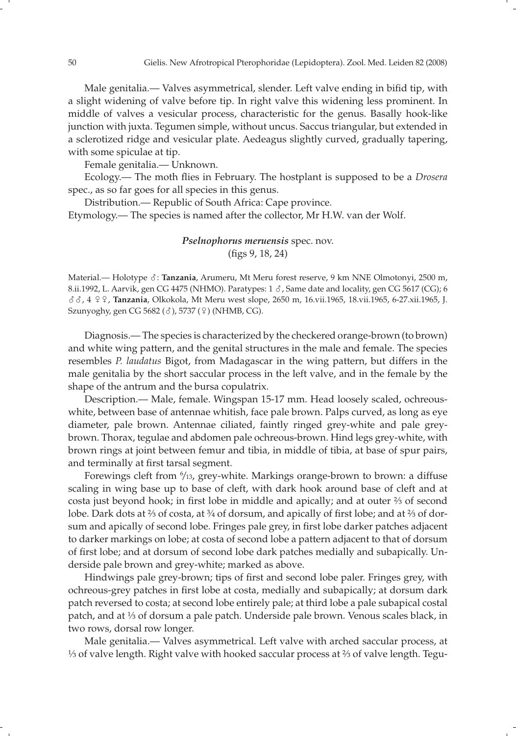Male genitalia.— Valves asymmetrical, slender. Left valve ending in bifid tip, with a slight widening of valve before tip. In right valve this widening less prominent. In middle of valves a vesicular process, characteristic for the genus. Basally hook-like junction with juxta. Tegumen simple, without uncus. Saccus triangular, but extended in a sclerotized ridge and vesicular plate. Aedeagus slightly curved, gradually tapering, with some spiculae at tip.

Female genitalia.— Unknown.

Ecology.— The moth flies in February. The hostplant is supposed to be a *Drosera* spec., as so far goes for all species in this genus.

Distribution.— Republic of South Africa: Cape province.

Etymology.— The species is named after the collector, Mr H.W. van der Wolf.

### *Pselnophorus meruensis* spec. nov.
(figs 9, 18, 24)

Material.— Holotype ♂: **Tanzania**, Arumeru, Mt Meru forest reserve, 9 km NNE Olmotonyi, 2500 m, 8.ii.1992, L. Aarvik, gen CG 4475 (NHMO). Paratypes: 1 ♂, Same date and locality, gen CG 5617 (CG); 6 ♂♂, 4 ♀♀, **Tanzania**, Olkokola, Mt Meru west slope, 2650 m, 16.vii.1965, 18.vii.1965, 6-27.xii.1965, J. Szunyoghy, gen CG 5682 (♂), 5737 (♀) (NHMB, CG).

Diagnosis.— The species is characterized by the checkered orange-brown (to brown) and white wing pattern, and the genital structures in the male and female. The species resembles *P. laudatus* Bigot, from Madagascar in the wing pattern, but differs in the male genitalia by the short saccular process in the left valve, and in the female by the shape of the antrum and the bursa copulatrix.

Description.— Male, female. Wingspan 15-17 mm. Head loosely scaled, ochreous-white, between base of antennae whitish, face pale brown. Palps curved, as long as eye diameter, pale brown. Antennae ciliated, faintly ringed grey-white and pale grey-brown. Thorax, tegulae and abdomen pale ochreous-brown. Hind legs grey-white, with brown rings at joint between femur and tibia, in middle of tibia, at base of spur pairs, and terminally at first tarsal segment.

Forewings cleft from 6/13, grey-white. Markings orange-brown to brown: a diffuse scaling in wing base up to base of cleft, with dark hook around base of cleft and at costa just beyond hook; in first lobe in middle and apically; and at outer ⅔ of second lobe. Dark dots at ⅔ of costa, at ¾ of dorsum, and apically of first lobe; and at ⅔ of dorsum and apically of second lobe. Fringes pale grey, in first lobe darker patches adjacent to darker markings on lobe; at costa of second lobe a pattern adjacent to that of dorsum of first lobe; and at dorsum of second lobe dark patches medially and subapically. Underside pale brown and grey-white; marked as above.

Hindwings pale grey-brown; tips of first and second lobe paler. Fringes grey, with ochreous-grey patches in first lobe at costa, medially and subapically; at dorsum dark patch reversed to costa; at second lobe entirely pale; at third lobe a pale subapical costal patch, and at ⅓ of dorsum a pale patch. Underside pale brown. Venous scales black, in two rows, dorsal row longer.

Male genitalia.— Valves asymmetrical. Left valve with arched saccular process, at ⅓ of valve length. Right valve with hooked saccular process at ⅔ of valve length. Tegu-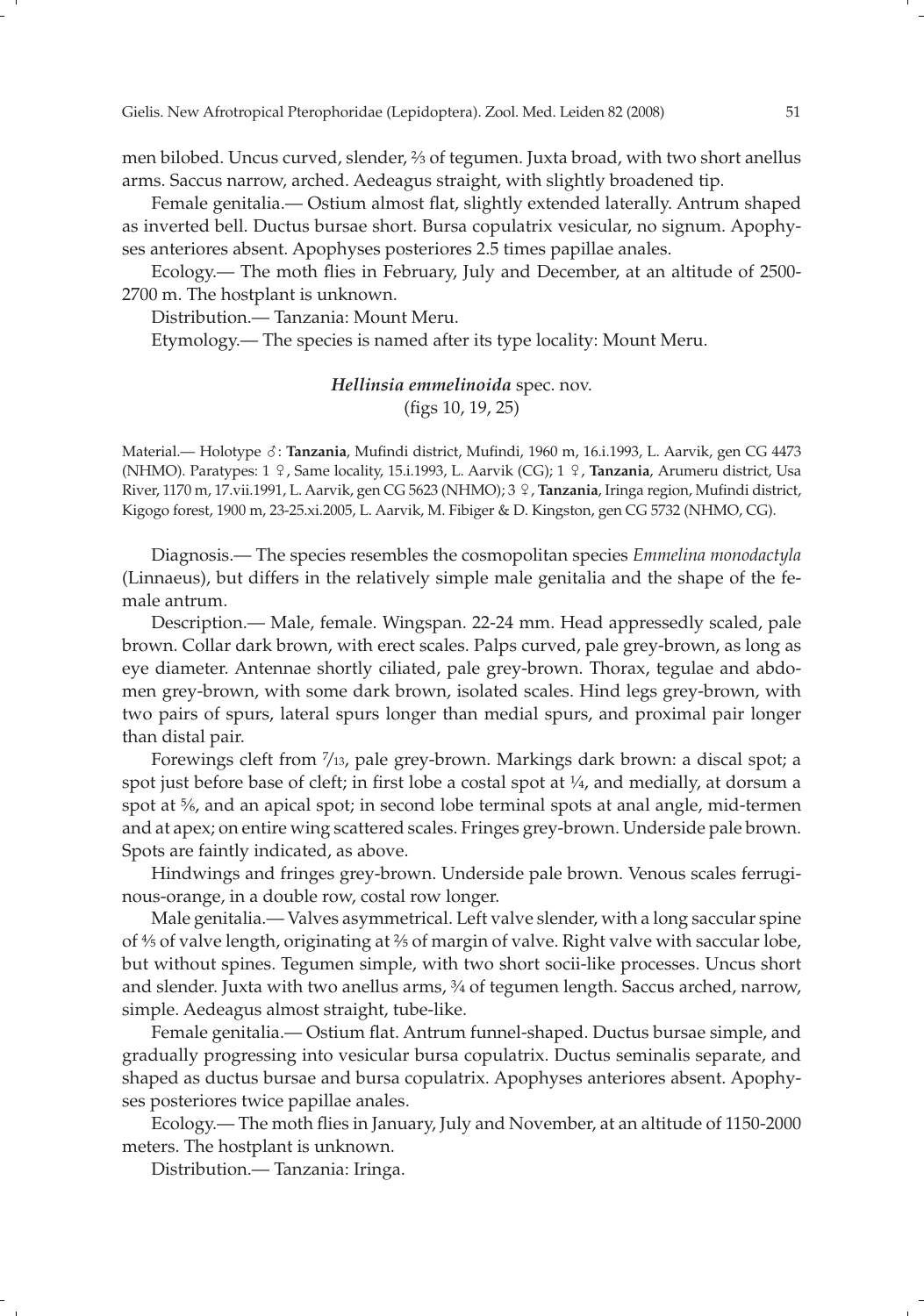men bilobed. Uncus curved, slender, ⅔ of tegumen. Juxta broad, with two short anellus arms. Saccus narrow, arched. Aedeagus straight, with slightly broadened tip.

Female genitalia.— Ostium almost flat, slightly extended laterally. Antrum shaped as inverted bell. Ductus bursae short. Bursa copulatrix vesicular, no signum. Apophyses anteriores absent. Apophyses posteriores 2.5 times papillae anales.

Ecology.— The moth flies in February, July and December, at an altitude of 2500-2700 m. The hostplant is unknown.

Distribution.— Tanzania: Mount Meru.

Etymology.— The species is named after its type locality: Mount Meru.

### *Hellinsia emmelinoida* spec. nov.
(figs 10, 19, 25)

Material.— Holotype ♂: **Tanzania**, Mufindi district, Mufindi, 1960 m, 16.i.1993, L. Aarvik, gen CG 4473 (NHMO). Paratypes: 1 ♀, Same locality, 15.i.1993, L. Aarvik (CG); 1 ♀, **Tanzania**, Arumeru district, Usa River, 1170 m, 17.vii.1991, L. Aarvik, gen CG 5623 (NHMO); 3 ♀, **Tanzania**, Iringa region, Mufindi district, Kigogo forest, 1900 m, 23-25.xi.2005, L. Aarvik, M. Fibiger & D. Kingston, gen CG 5732 (NHMO, CG).

Diagnosis.— The species resembles the cosmopolitan species *Emmelina monodactyla* (Linnaeus), but differs in the relatively simple male genitalia and the shape of the female antrum.

Description.— Male, female. Wingspan. 22-24 mm. Head appressedly scaled, pale brown. Collar dark brown, with erect scales. Palps curved, pale grey-brown, as long as eye diameter. Antennae shortly ciliated, pale grey-brown. Thorax, tegulae and abdomen grey-brown, with some dark brown, isolated scales. Hind legs grey-brown, with two pairs of spurs, lateral spurs longer than medial spurs, and proximal pair longer than distal pair.

Forewings cleft from 7/13, pale grey-brown. Markings dark brown: a discal spot; a spot just before base of cleft; in first lobe a costal spot at ¼, and medially, at dorsum a spot at ⅚, and an apical spot; in second lobe terminal spots at anal angle, mid-termen and at apex; on entire wing scattered scales. Fringes grey-brown. Underside pale brown. Spots are faintly indicated, as above.

Hindwings and fringes grey-brown. Underside pale brown. Venous scales ferruginous-orange, in a double row, costal row longer.

Male genitalia.— Valves asymmetrical. Left valve slender, with a long saccular spine of ⅘ of valve length, originating at ⅖ of margin of valve. Right valve with saccular lobe, but without spines. Tegumen simple, with two short socii-like processes. Uncus short and slender. Juxta with two anellus arms, ¾ of tegumen length. Saccus arched, narrow, simple. Aedeagus almost straight, tube-like.

Female genitalia.— Ostium flat. Antrum funnel-shaped. Ductus bursae simple, and gradually progressing into vesicular bursa copulatrix. Ductus seminalis separate, and shaped as ductus bursae and bursa copulatrix. Apophyses anteriores absent. Apophyses posteriores twice papillae anales.

Ecology.— The moth flies in January, July and November, at an altitude of 1150-2000 meters. The hostplant is unknown.

Distribution.— Tanzania: Iringa.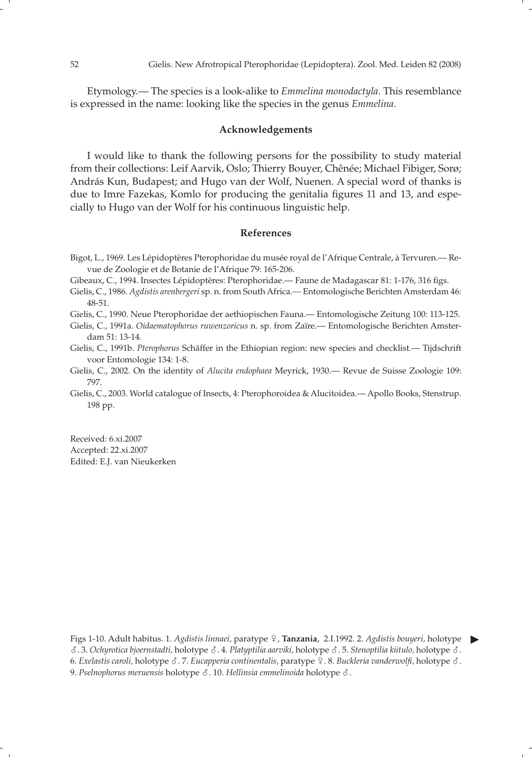Etymology.— The species is a look-alike to *Emmelina monodactyla*. This resemblance is expressed in the name: looking like the species in the genus *Emmelina*.

## Acknowledgements

I would like to thank the following persons for the possibility to study material from their collections: Leif Aarvik, Oslo; Thierry Bouyer, Chênée; Michael Fibiger, Sorø; András Kun, Budapest; and Hugo van der Wolf, Nuenen. A special word of thanks is due to Imre Fazekas, Komlo for producing the genitalia figures 11 and 13, and especially to Hugo van der Wolf for his continuous linguistic help.

## References

Bigot, L., 1969. Les Lépidoptères Pterophoridae du musée royal de l'Afrique Centrale, à Tervuren.— Revue de Zoologie et de Botanie de l'Afrique 79: 165-206.

Gibeaux, C., 1994. Insectes Lépidoptères: Pterophoridae.— Faune de Madagascar 81: 1-176, 316 figs.

Gielis, C., 1986. *Agdistis arenbergeri* sp. n. from South Africa.— Entomologische Berichten Amsterdam 46: 48-51.

Gielis, C., 1990. Neue Pterophoridae der aethiopischen Fauna.— Entomologische Zeitung 100: 113-125.

Gielis, C., 1991a. *Oidaematophorus ruwenzoricus* n. sp. from Zaïre.— Entomologische Berichten Amsterdam 51: 13-14.

Gielis, C., 1991b. *Pterophorus* Schäffer in the Ethiopian region: new species and checklist.— Tijdschrift voor Entomologie 134: 1-8.

Gielis, C., 2002. On the identity of *Alucita endophaea* Meyrick, 1930.— Revue de Suisse Zoologie 109: 797.

Gielis, C., 2003. World catalogue of Insects, 4: Pterophoroidea & Alucitoidea.— Apollo Books, Stenstrup. 198 pp.

Received: 6.xi.2007
Accepted: 22.xi.2007
Edited: E.J. van Nieukerken

Figs 1-10. Adult habitus. 1. *Agdistis linnaei,* paratype ♀, **Tanzania**, 2.I.1992. 2. *Agdistis bouyeri,* holotype ♂. 3. *Ochyrotica bjoernstadti,* holotype ♂. 4. *Platyptilia aarviki,* holotype ♂. 5. *Stenoptilia kiitulo,* holotype ♂. 6. *Exelastis caroli,* holotype ♂. 7. *Eucapperia continentalis,* paratype ♀. 8. *Buckleria vanderwolfi,* holotype ♂. 9. *Pselnophorus meruensis* holotype ♂. 10. *Hellinsia emmelinoida* holotype ♂.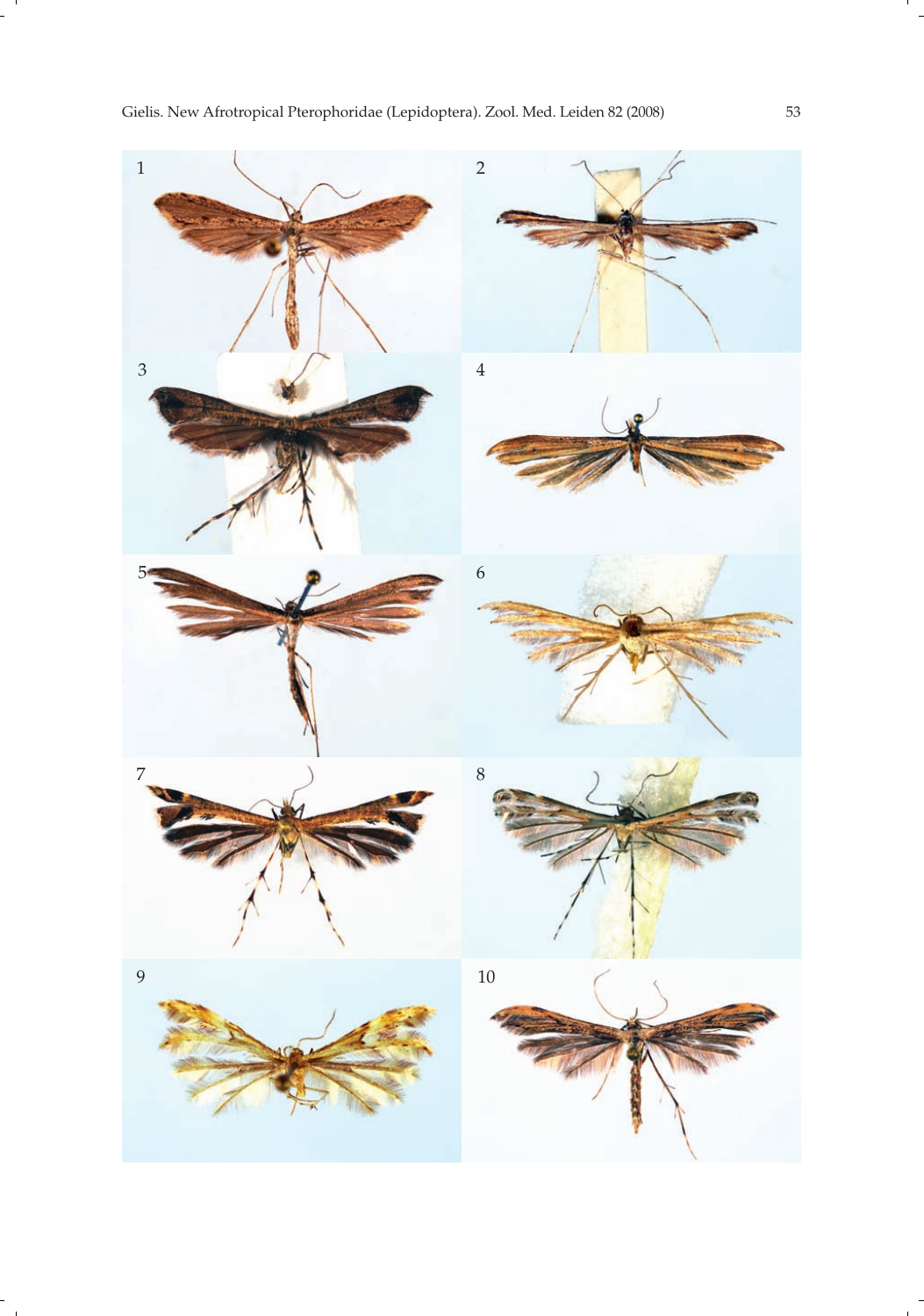1

2

3

4

5

6

7

8

9

10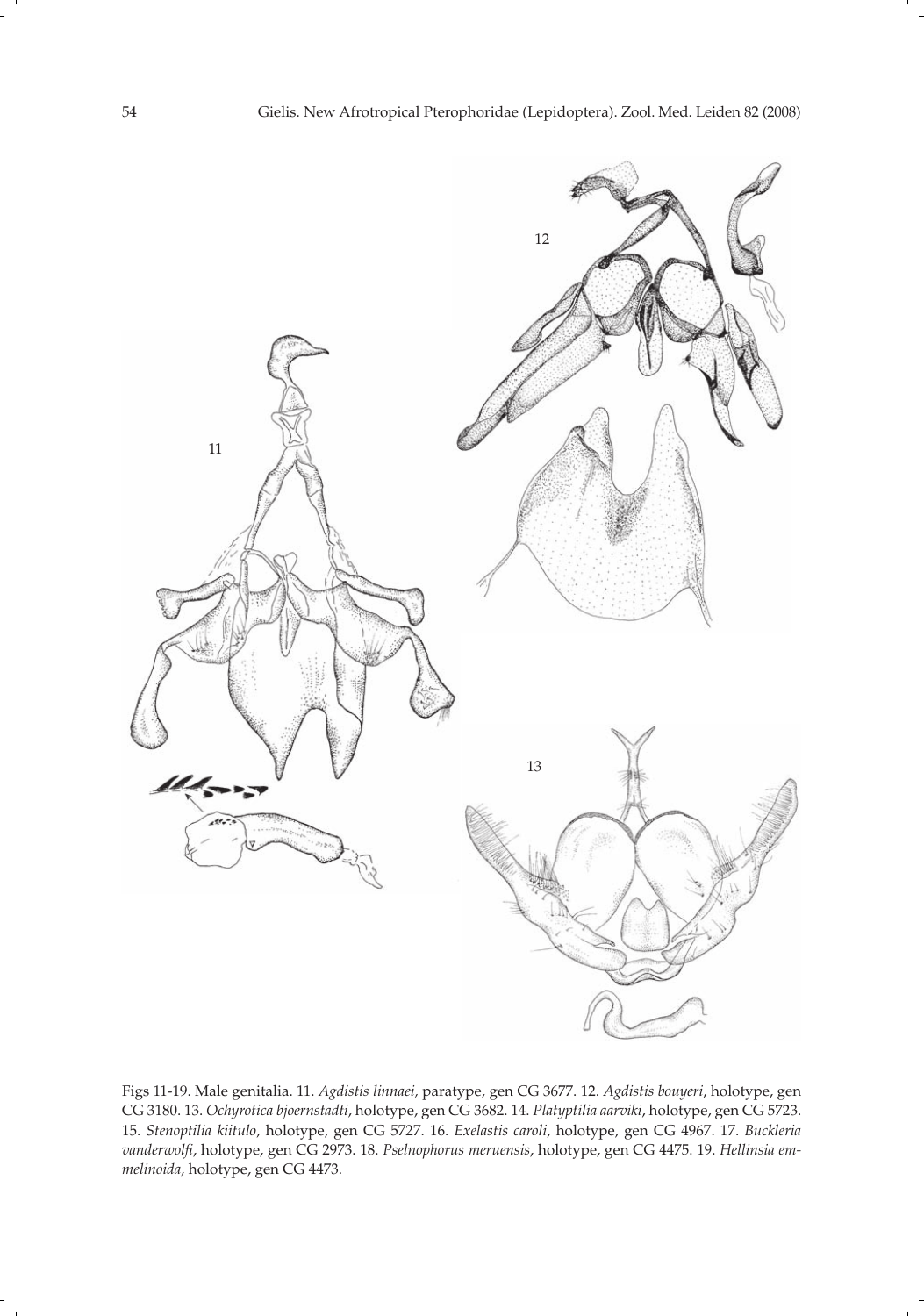Figs 11-19. Male genitalia. 11. *Agdistis linnaei*, paratype, gen CG 3677. 12. *Agdistis bouyeri*, holotype, gen CG 3180. 13. *Ochyrotica bjoernstadti*, holotype, gen CG 3682. 14. *Platyptilia aarviki*, holotype, gen CG 5723. 15. *Stenoptilia kiitulo*, holotype, gen CG 5727. 16. *Exelastis caroli*, holotype, gen CG 4967. 17. *Buckleria vanderwolfi*, holotype, gen CG 2973. 18. *Pselnophorus meruensis*, holotype, gen CG 4475. 19. *Hellinsia emmelinoida*, holotype, gen CG 4473.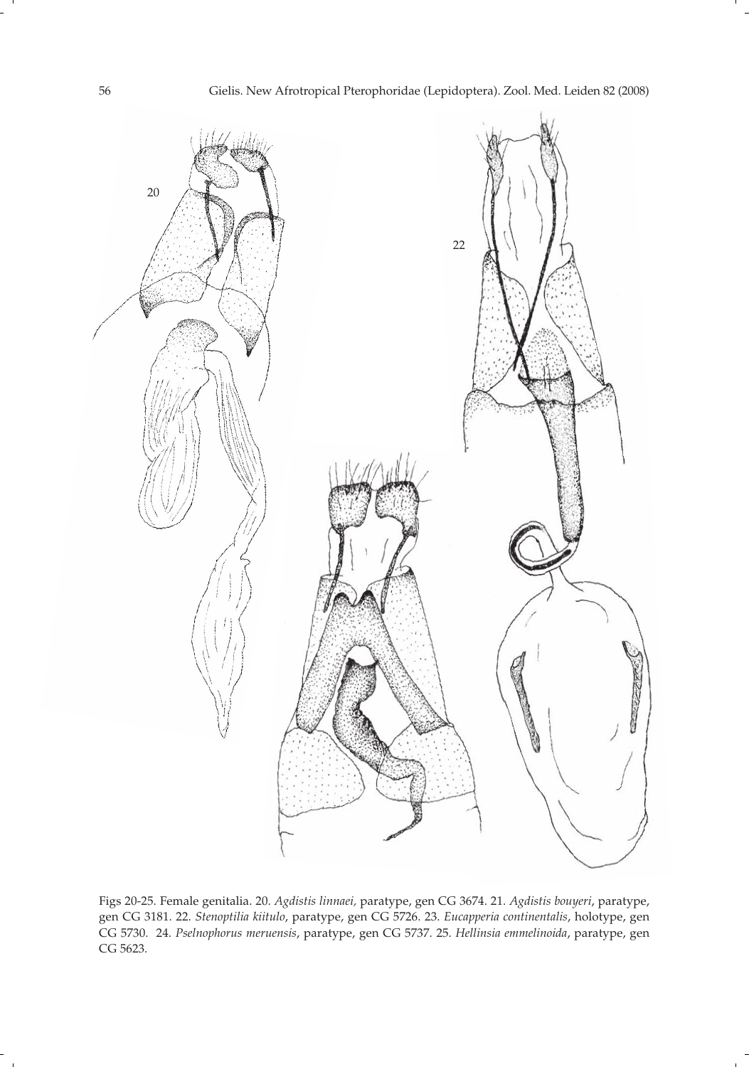Figs 20-25. Female genitalia. 20. *Agdistis linnaei,* paratype, gen CG 3674. 21. *Agdistis bouyeri*, paratype, gen CG 3181. 22. *Stenoptilia kiitulo*, paratype, gen CG 5726. 23. *Eucapperia continentalis*, holotype, gen CG 5730. 24. *Pselnophorus meruensis*, paratype, gen CG 5737. 25. *Hellinsia emmelinoida*, paratype, gen CG 5623.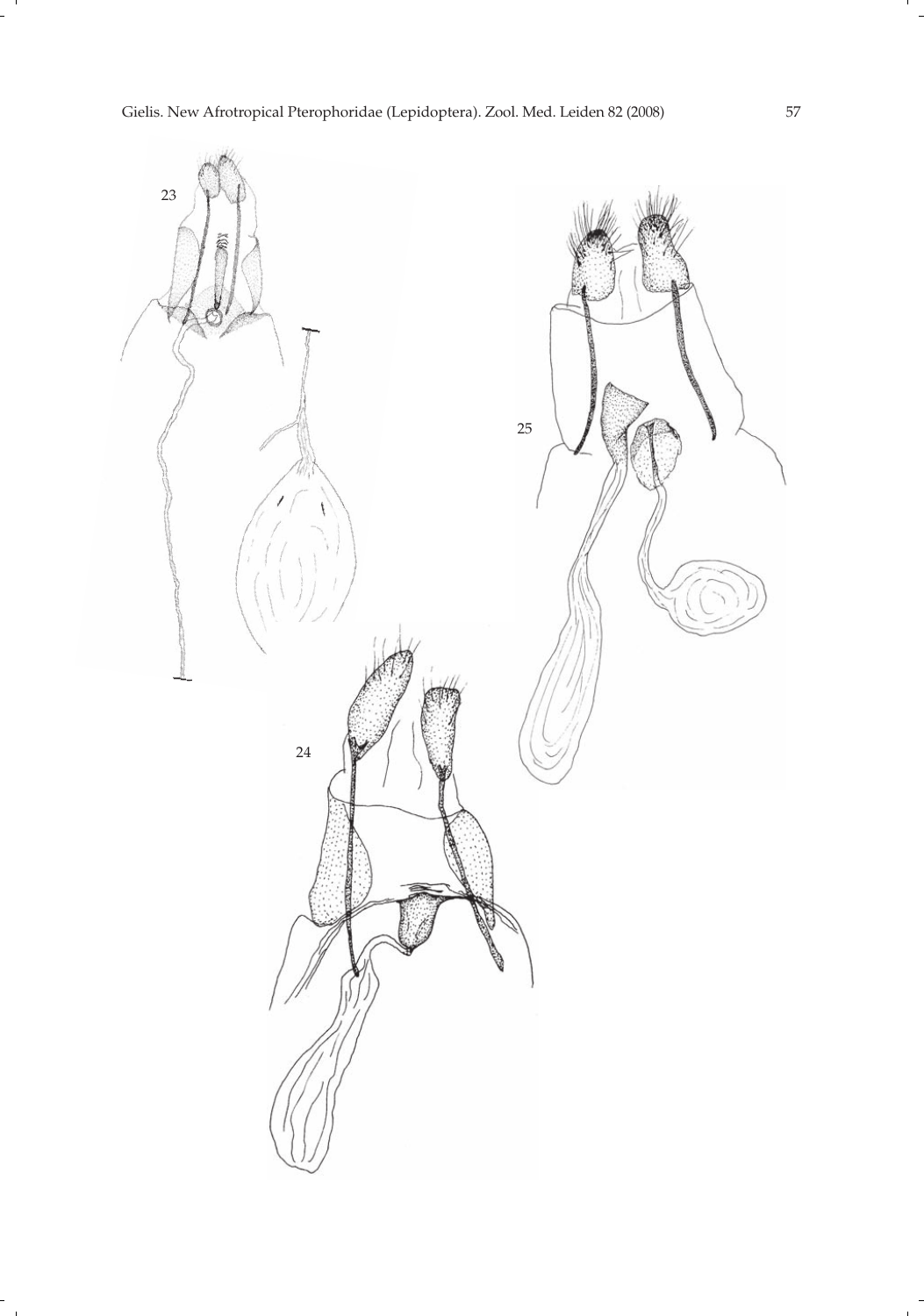23

25

24